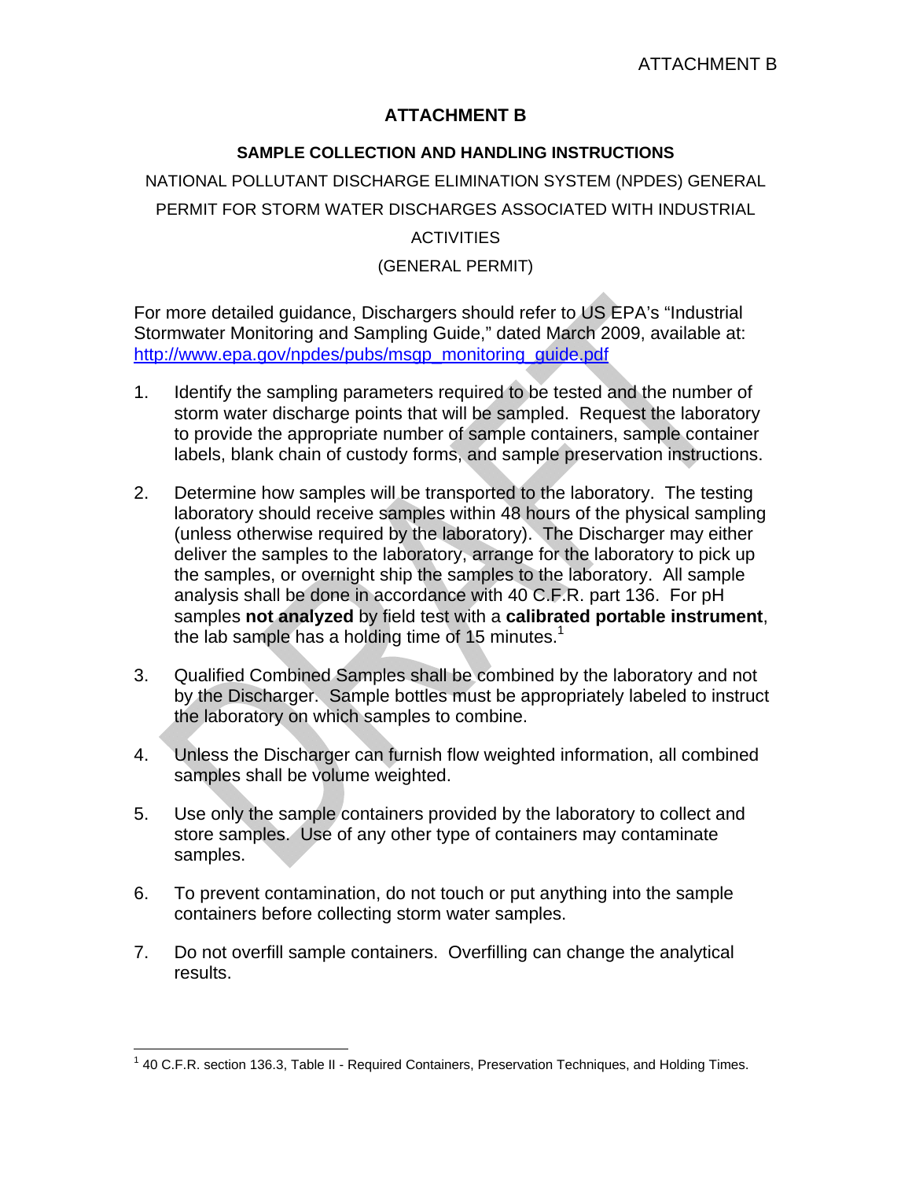# ATTACHMENT B

## SAMPLE COLLECTION AND HANDLING INSTRUCTIONS

NATIONAL POLLUTANT DISCHARGE ELIMINATION SYSTEM (NPDES) GENERAL PERMIT FOR STORM WATER DISCHARGES ASSOCIATED WITH INDUSTRIAL ACTIVITIES

(GENERAL PERMIT)

For more detailed guidance, Dischargers should refer to US EPA's "Industrial Stormwater Monitoring and Sampling Guide," dated March 2009, available at: http://www.epa.gov/npdes/pubs/msgp_monitoring_guide.pdf

1. Identify the sampling parameters required to be tested and the number of storm water discharge points that will be sampled. Request the laboratory to provide the appropriate number of sample containers, sample container labels, blank chain of custody forms, and sample preservation instructions.

2. Determine how samples will be transported to the laboratory. The testing laboratory should receive samples within 48 hours of the physical sampling (unless otherwise required by the laboratory). The Discharger may either deliver the samples to the laboratory, arrange for the laboratory to pick up the samples, or overnight ship the samples to the laboratory. All sample analysis shall be done in accordance with 40 C.F.R. part 136. For pH samples **not analyzed** by field test with a **calibrated portable instrument**, the lab sample has a holding time of 15 minutes.[1]

3. Qualified Combined Samples shall be combined by the laboratory and not by the Discharger. Sample bottles must be appropriately labeled to instruct the laboratory on which samples to combine.

4. Unless the Discharger can furnish flow weighted information, all combined samples shall be volume weighted.

5. Use only the sample containers provided by the laboratory to collect and store samples. Use of any other type of containers may contaminate samples.

6. To prevent contamination, do not touch or put anything into the sample containers before collecting storm water samples.

7. Do not overfill sample containers. Overfilling can change the analytical results.

---

[1] 40 C.F.R. section 136.3, Table II - Required Containers, Preservation Techniques, and Holding Times.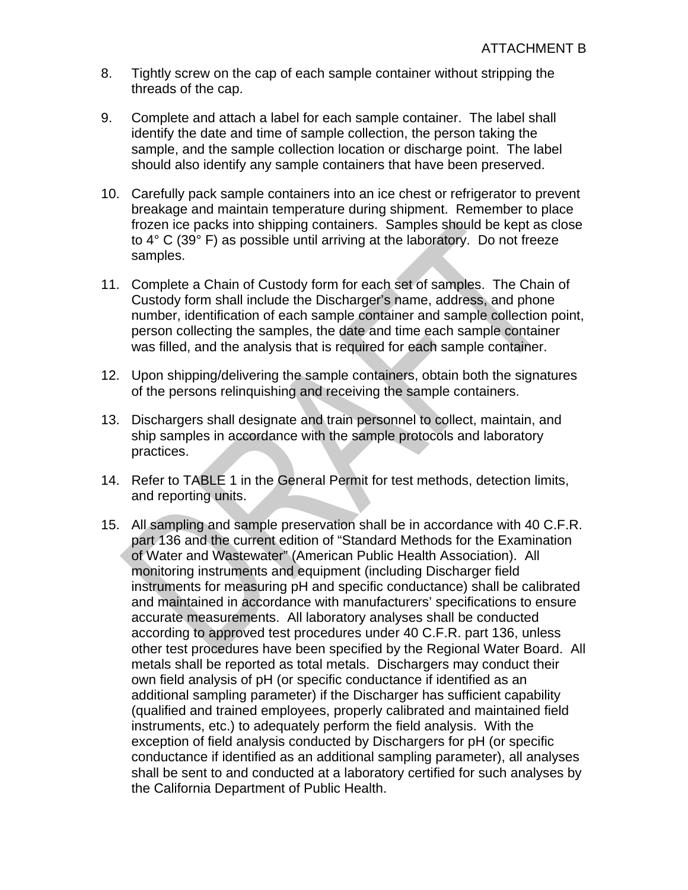8. Tightly screw on the cap of each sample container without stripping the threads of the cap.

9. Complete and attach a label for each sample container. The label shall identify the date and time of sample collection, the person taking the sample, and the sample collection location or discharge point. The label should also identify any sample containers that have been preserved.

10. Carefully pack sample containers into an ice chest or refrigerator to prevent breakage and maintain temperature during shipment. Remember to place frozen ice packs into shipping containers. Samples should be kept as close to 4° C (39° F) as possible until arriving at the laboratory. Do not freeze samples.

11. Complete a Chain of Custody form for each set of samples. The Chain of Custody form shall include the Discharger's name, address, and phone number, identification of each sample container and sample collection point, person collecting the samples, the date and time each sample container was filled, and the analysis that is required for each sample container.

12. Upon shipping/delivering the sample containers, obtain both the signatures of the persons relinquishing and receiving the sample containers.

13. Dischargers shall designate and train personnel to collect, maintain, and ship samples in accordance with the sample protocols and laboratory practices.

14. Refer to TABLE 1 in the General Permit for test methods, detection limits, and reporting units.

15. All sampling and sample preservation shall be in accordance with 40 C.F.R. part 136 and the current edition of "Standard Methods for the Examination of Water and Wastewater" (American Public Health Association). All monitoring instruments and equipment (including Discharger field instruments for measuring pH and specific conductance) shall be calibrated and maintained in accordance with manufacturers' specifications to ensure accurate measurements. All laboratory analyses shall be conducted according to approved test procedures under 40 C.F.R. part 136, unless other test procedures have been specified by the Regional Water Board. All metals shall be reported as total metals. Dischargers may conduct their own field analysis of pH (or specific conductance if identified as an additional sampling parameter) if the Discharger has sufficient capability (qualified and trained employees, properly calibrated and maintained field instruments, etc.) to adequately perform the field analysis. With the exception of field analysis conducted by Dischargers for pH (or specific conductance if identified as an additional sampling parameter), all analyses shall be sent to and conducted at a laboratory certified for such analyses by the California Department of Public Health.